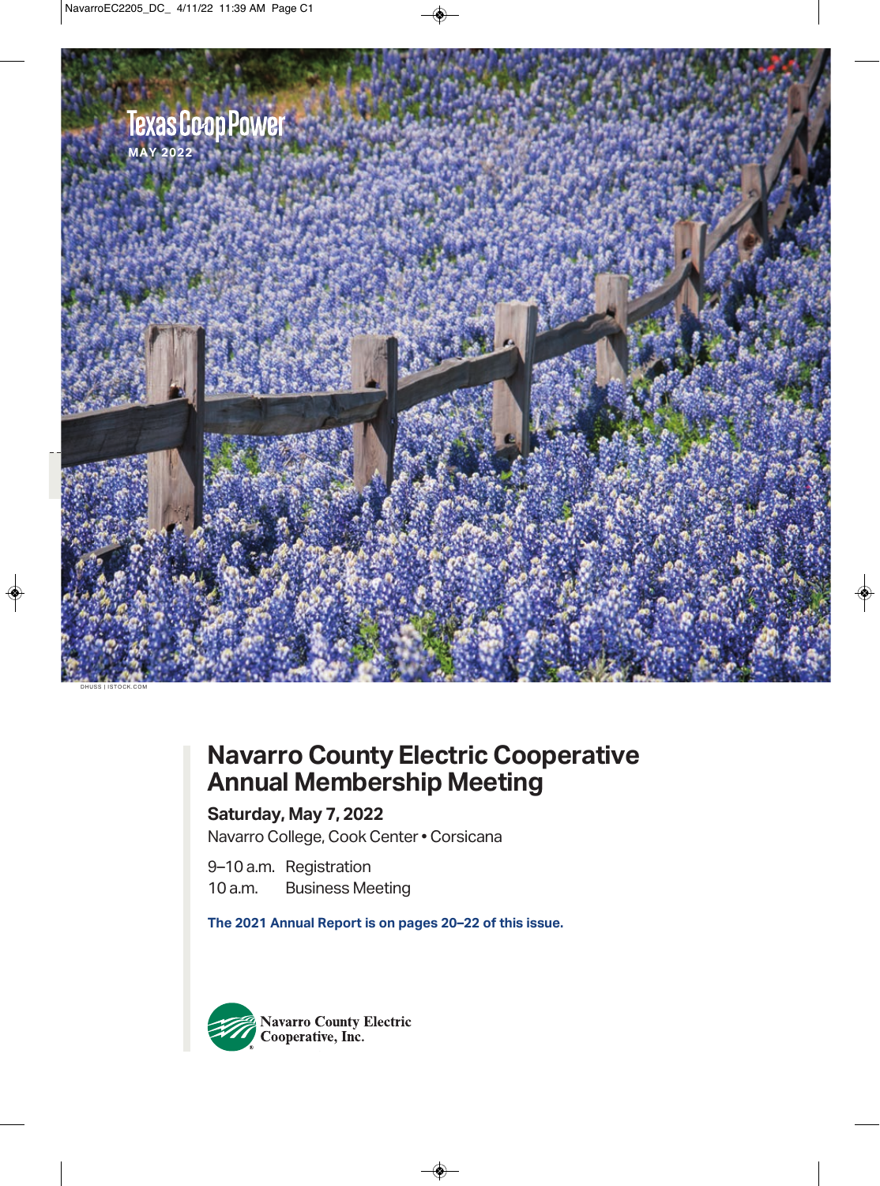Texas Co-op Power

MAY 2022

DHUSS | ISTOCK.COM

# Navarro County Electric Cooperative Annual Membership Meeting

**Saturday, May 7, 2022**

Navarro College, Cook Center • Corsicana

9–10 a.m. Registration

10 a.m. Business Meeting

**The 2021 Annual Report is on pages 20–22 of this issue.**

Navarro County Electric Cooperative, Inc.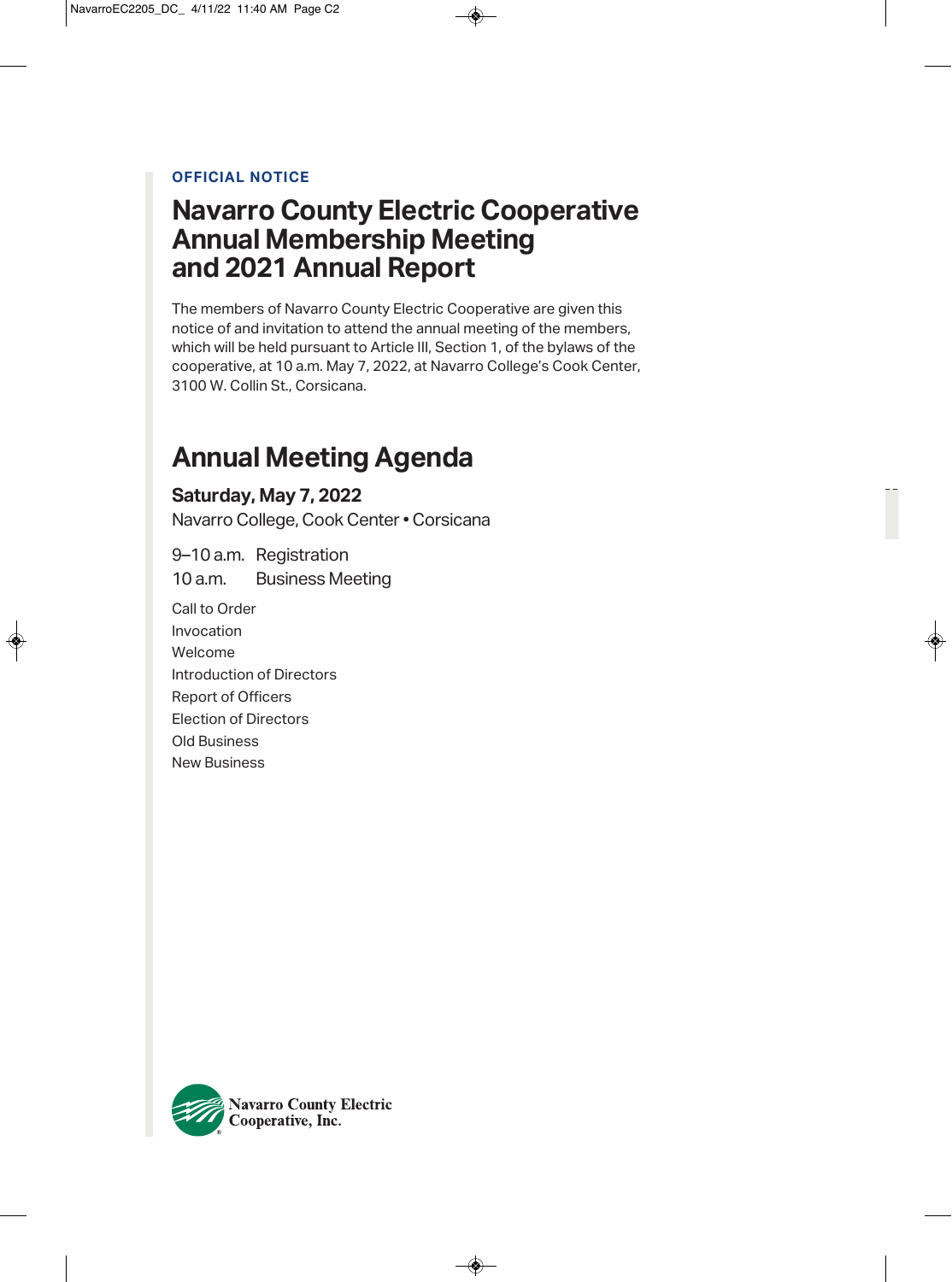**OFFICIAL NOTICE**

# Navarro County Electric Cooperative Annual Membership Meeting and 2021 Annual Report

The members of Navarro County Electric Cooperative are given this notice of and invitation to attend the annual meeting of the members, which will be held pursuant to Article III, Section 1, of the bylaws of the cooperative, at 10 a.m. May 7, 2022, at Navarro College's Cook Center, 3100 W. Collin St., Corsicana.

## Annual Meeting Agenda

**Saturday, May 7, 2022**

Navarro College, Cook Center • Corsicana

9–10 a.m. Registration

10 a.m. Business Meeting

Call to Order
Invocation
Welcome
Introduction of Directors
Report of Officers
Election of Directors
Old Business
New Business

Navarro County Electric Cooperative, Inc.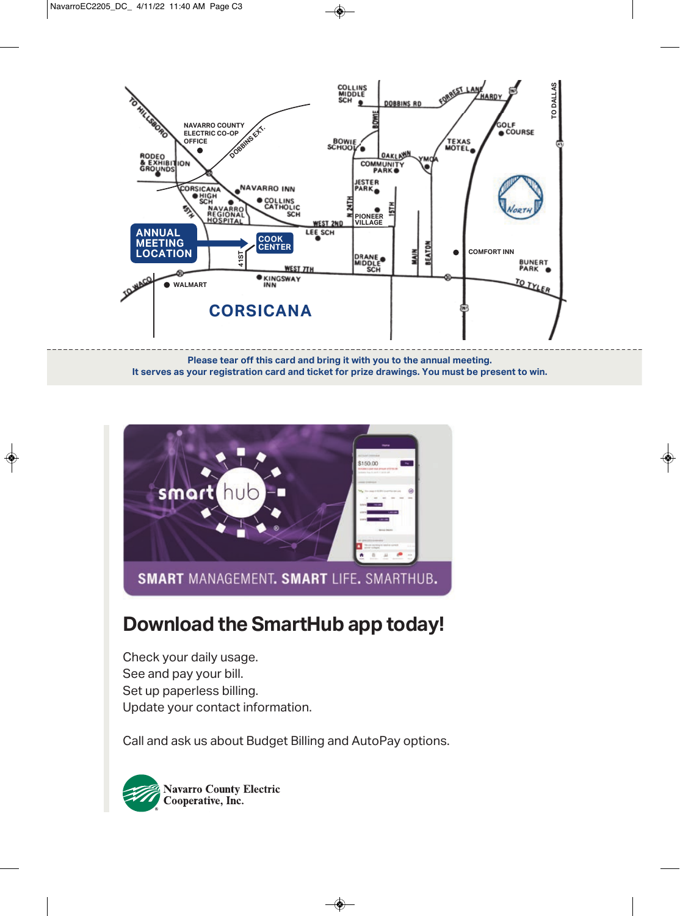ANNUAL MEETING LOCATION → COOK CENTER

CORSICANA

Please tear off this card and bring it with you to the annual meeting.
It serves as your registration card and ticket for prize drawings. You must be present to win.

SMART MANAGEMENT. SMART LIFE. SMARTHUB.

## Download the SmartHub app today!

Check your daily usage.
See and pay your bill.
Set up paperless billing.
Update your contact information.

Call and ask us about Budget Billing and AutoPay options.

Navarro County Electric Cooperative, Inc.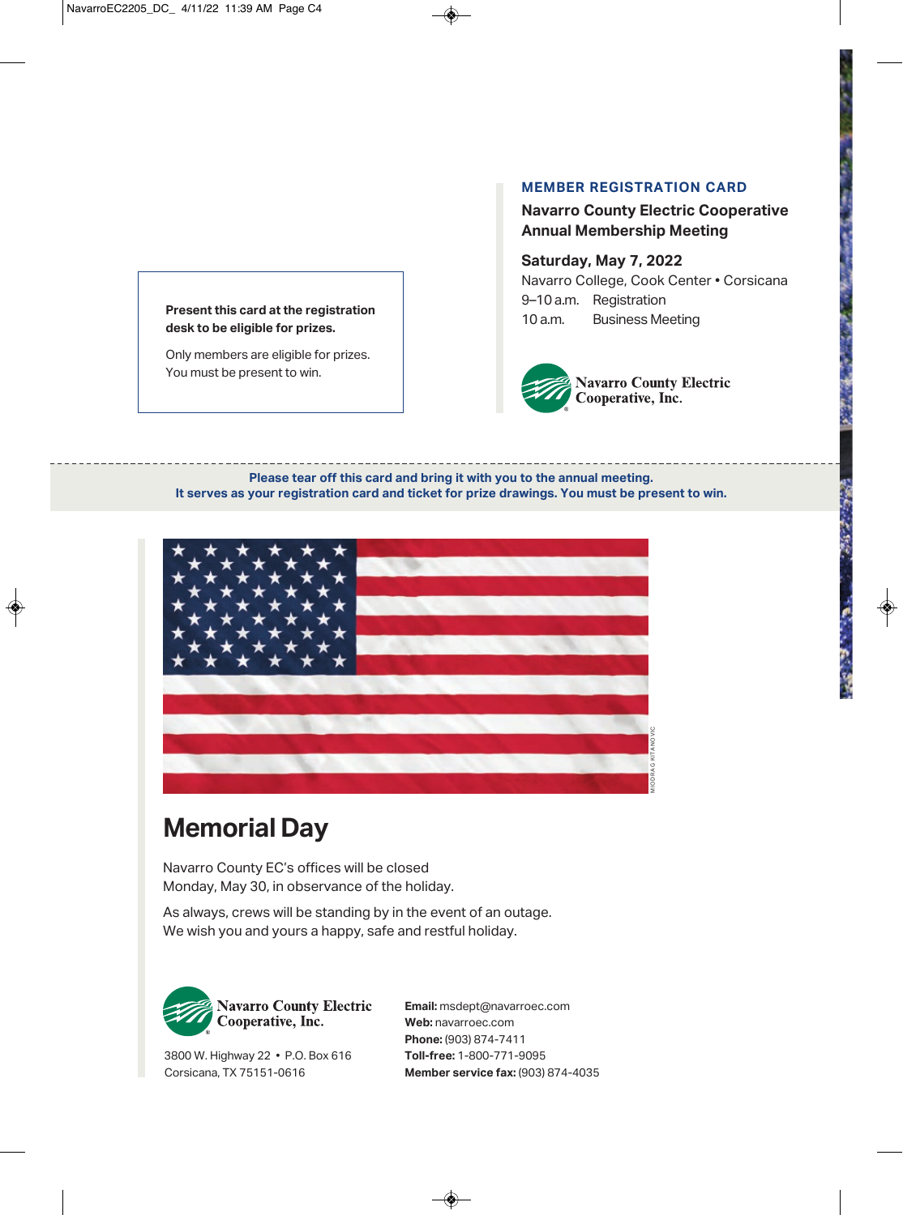Present this card at the registration desk to be eligible for prizes.

Only members are eligible for prizes. You must be present to win.

**MEMBER REGISTRATION CARD**

**Navarro County Electric Cooperative Annual Membership Meeting**

**Saturday, May 7, 2022**

Navarro College, Cook Center • Corsicana

9–10 a.m. Registration

10 a.m. Business Meeting

Navarro County Electric Cooperative, Inc.

**Please tear off this card and bring it with you to the annual meeting. It serves as your registration card and ticket for prize drawings. You must be present to win.**

MIODRAG KITANOVIC

# Memorial Day

Navarro County EC's offices will be closed Monday, May 30, in observance of the holiday.

As always, crews will be standing by in the event of an outage. We wish you and yours a happy, safe and restful holiday.

Navarro County Electric Cooperative, Inc.

3800 W. Highway 22 • P.O. Box 616
Corsicana, TX 75151-0616

**Email:** msdept@navarroec.com
**Web:** navarroec.com
**Phone:** (903) 874-7411
**Toll-free:** 1-800-771-9095
**Member service fax:** (903) 874-4035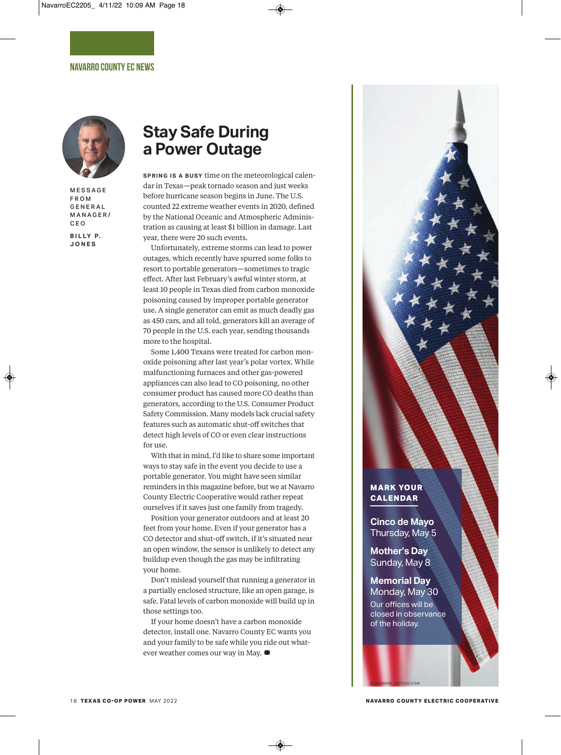NAVARRO COUNTY EC NEWS

MESSAGE FROM GENERAL MANAGER/CEO

BILLY P. JONES

# Stay Safe During a Power Outage

**SPRING IS A BUSY** time on the meteorological calendar in Texas—peak tornado season and just weeks before hurricane season begins in June. The U.S. counted 22 extreme weather events in 2020, defined by the National Oceanic and Atmospheric Administration as causing at least $1 billion in damage. Last year, there were 20 such events.

Unfortunately, extreme storms can lead to power outages, which recently have spurred some folks to resort to portable generators—sometimes to tragic effect. After last February's awful winter storm, at least 10 people in Texas died from carbon monoxide poisoning caused by improper portable generator use. A single generator can emit as much deadly gas as 450 cars, and all told, generators kill an average of 70 people in the U.S. each year, sending thousands more to the hospital.

Some 1,400 Texans were treated for carbon monoxide poisoning after last year's polar vortex. While malfunctioning furnaces and other gas-powered appliances can also lead to CO poisoning, no other consumer product has caused more CO deaths than generators, according to the U.S. Consumer Product Safety Commission. Many models lack crucial safety features such as automatic shut-off switches that detect high levels of CO or even clear instructions for use.

With that in mind, I'd like to share some important ways to stay safe in the event you decide to use a portable generator. You might have seen similar reminders in this magazine before, but we at Navarro County Electric Cooperative would rather repeat ourselves if it saves just one family from tragedy.

Position your generator outdoors and at least 20 feet from your home. Even if your generator has a CO detector and shut-off switch, if it's situated near an open window, the sensor is unlikely to detect any buildup even though the gas may be infiltrating your home.

Don't mislead yourself that running a generator in a partially enclosed structure, like an open garage, is safe. Fatal levels of carbon monoxide will build up in those settings too.

If your home doesn't have a carbon monoxide detector, install one. Navarro County EC wants you and your family to be safe while you ride out whatever weather comes our way in May.

## MARK YOUR CALENDAR

**Cinco de Mayo**
Thursday, May 5

**Mother's Day**
Sunday, May 8

**Memorial Day**
Monday, May 30
Our offices will be closed in observance of the holiday.

BUTENKOW | ISTOCK.COM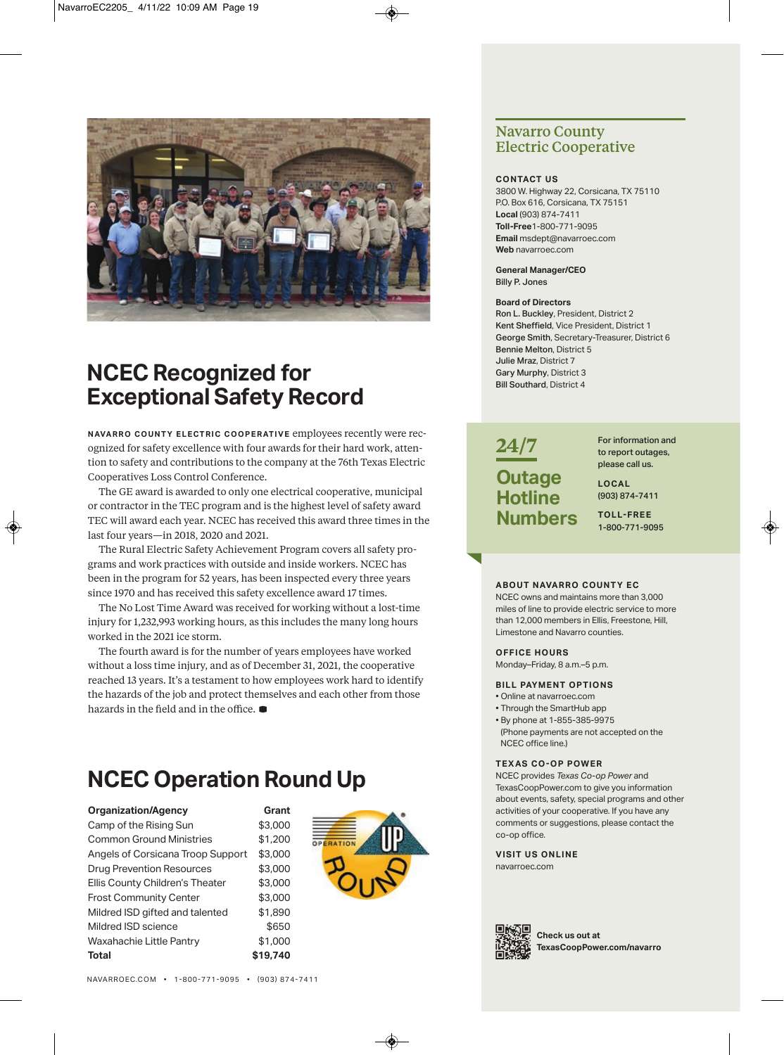## NCEC Recognized for Exceptional Safety Record

**NAVARRO COUNTY ELECTRIC COOPERATIVE** employees recently were recognized for safety excellence with four awards for their hard work, attention to safety and contributions to the company at the 76th Texas Electric Cooperatives Loss Control Conference.

The GE award is awarded to only one electrical cooperative, municipal or contractor in the TEC program and is the highest level of safety award TEC will award each year. NCEC has received this award three times in the last four years—in 2018, 2020 and 2021.

The Rural Electric Safety Achievement Program covers all safety programs and work practices with outside and inside workers. NCEC has been in the program for 52 years, has been inspected every three years since 1970 and has received this safety excellence award 17 times.

The No Lost Time Award was received for working without a lost-time injury for 1,232,993 working hours, as this includes the many long hours worked in the 2021 ice storm.

The fourth award is for the number of years employees have worked without a loss time injury, and as of December 31, 2021, the cooperative reached 13 years. It's a testament to how employees work hard to identify the hazards of the job and protect themselves and each other from those hazards in the field and in the office.

## NCEC Operation Round Up

| Organization/Agency | Grant |
|---|---|
| Camp of the Rising Sun | $3,000 |
| Common Ground Ministries | $1,200 |
| Angels of Corsicana Troop Support | $3,000 |
| Drug Prevention Resources | $3,000 |
| Ellis County Children's Theater | $3,000 |
| Frost Community Center | $3,000 |
| Mildred ISD gifted and talented | $1,890 |
| Mildred ISD science | $650 |
| Waxahachie Little Pantry | $1,000 |
| **Total** | **$19,740** |

## Navarro County Electric Cooperative

**CONTACT US**
3800 W. Highway 22, Corsicana, TX 75110
P.O. Box 616, Corsicana, TX 75151
**Local** (903) 874-7411
**Toll-Free** 1-800-771-9095
**Email** msdept@navarroec.com
**Web** navarroec.com

**General Manager/CEO**
Billy P. Jones

**Board of Directors**
**Ron L. Buckley**, President, District 2
**Kent Sheffield**, Vice President, District 1
**George Smith**, Secretary-Treasurer, District 6
**Bennie Melton**, District 5
**Julie Mraz**, District 7
**Gary Murphy**, District 3
**Bill Southard**, District 4

### 24/7 Outage Hotline Numbers

For information and to report outages, please call us.

**LOCAL**
(903) 874-7411

**TOLL-FREE**
1-800-771-9095

**ABOUT NAVARRO COUNTY EC**
NCEC owns and maintains more than 3,000 miles of line to provide electric service to more than 12,000 members in Ellis, Freestone, Hill, Limestone and Navarro counties.

**OFFICE HOURS**
Monday–Friday, 8 a.m.–5 p.m.

**BILL PAYMENT OPTIONS**
- Online at navarroec.com
- Through the SmartHub app
- By phone at 1-855-385-9975
  (Phone payments are not accepted on the NCEC office line.)

**TEXAS CO-OP POWER**
NCEC provides *Texas Co-op Power* and TexasCoopPower.com to give you information about events, safety, special programs and other activities of your cooperative. If you have any comments or suggestions, please contact the co-op office.

**VISIT US ONLINE**
navarroec.com

**Check us out at TexasCoopPower.com/navarro**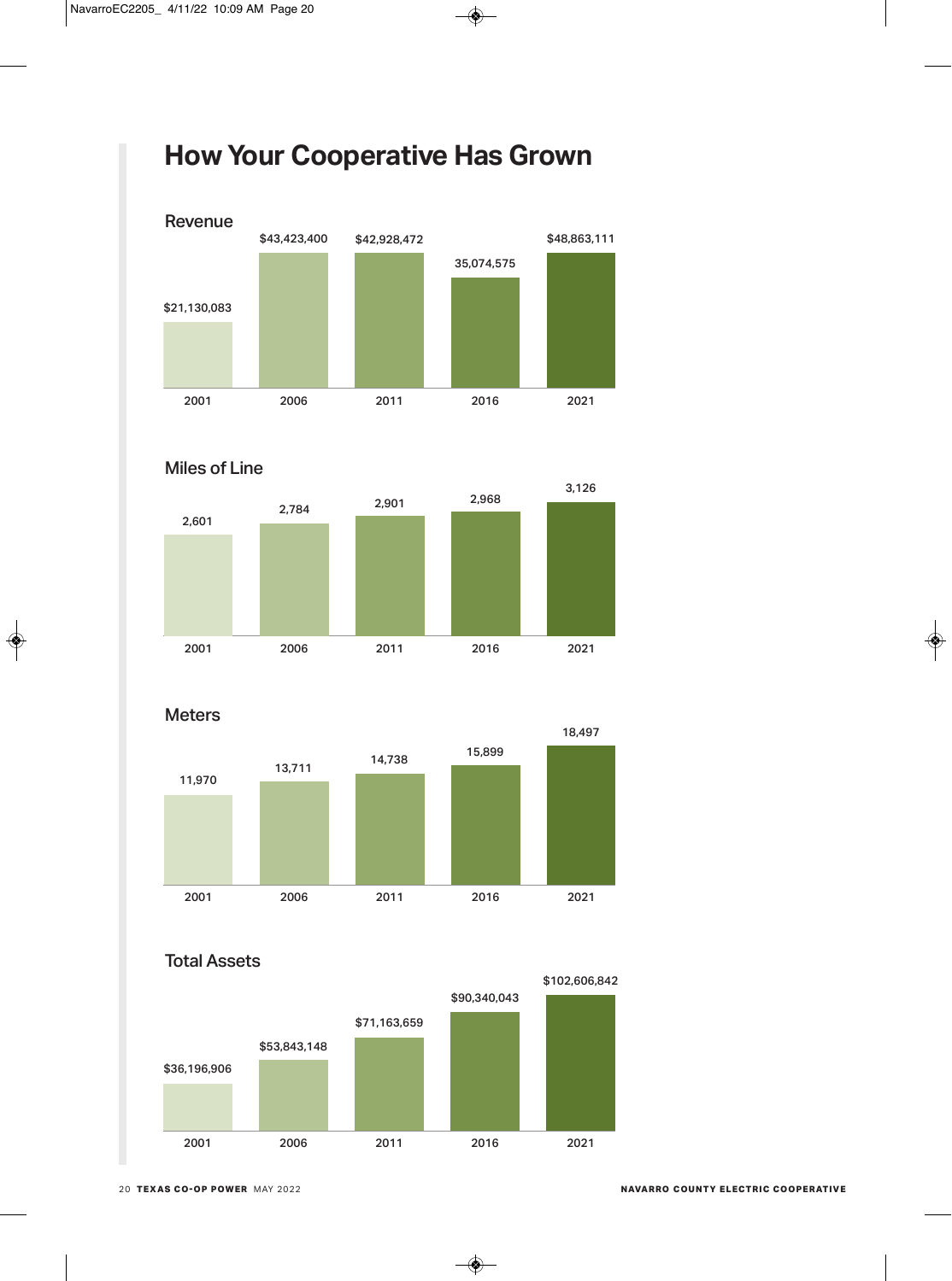# How Your Cooperative Has Grown

### Revenue

| 2001 | 2006 | 2011 | 2016 | 2021 |
|---|---|---|---|---|
| $21,130,083 | $43,423,400 | $42,928,472 | 35,074,575 | $48,863,111 |

### Miles of Line

| 2001 | 2006 | 2011 | 2016 | 2021 |
|---|---|---|---|---|
| 2,601 | 2,784 | 2,901 | 2,968 | 3,126 |

### Meters

| 2001 | 2006 | 2011 | 2016 | 2021 |
|---|---|---|---|---|
| 11,970 | 13,711 | 14,738 | 15,899 | 18,497 |

### Total Assets

| 2001 | 2006 | 2011 | 2016 | 2021 |
|---|---|---|---|---|
| $36,196,906 | $53,843,148 | $71,163,659 | $90,340,043 | $102,606,842 |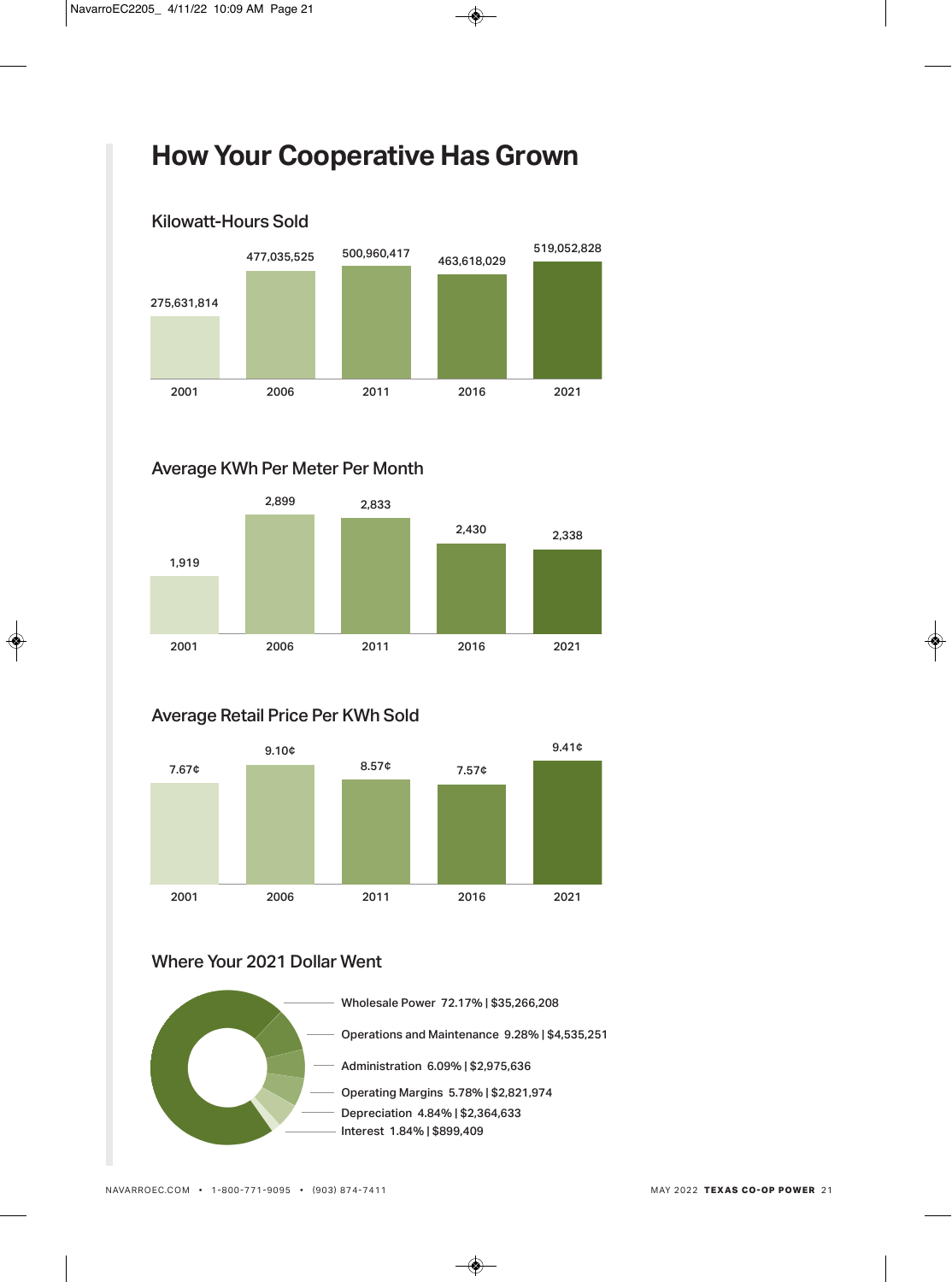# How Your Cooperative Has Grown

## Kilowatt-Hours Sold

| Year | Kilowatt-Hours Sold |
|---|---|
| 2001 | 275,631,814 |
| 2006 | 477,035,525 |
| 2011 | 500,960,417 |
| 2016 | 463,618,029 |
| 2021 | 519,052,828 |

## Average KWh Per Meter Per Month

| Year | Average KWh Per Meter Per Month |
|---|---|
| 2001 | 1,919 |
| 2006 | 2,899 |
| 2011 | 2,833 |
| 2016 | 2,430 |
| 2021 | 2,338 |

## Average Retail Price Per KWh Sold

| Year | Average Retail Price Per KWh Sold |
|---|---|
| 2001 | 7.67¢ |
| 2006 | 9.10¢ |
| 2011 | 8.57¢ |
| 2016 | 7.57¢ |
| 2021 | 9.41¢ |

## Where Your 2021 Dollar Went

- Wholesale Power 72.17% | $35,266,208
- Operations and Maintenance 9.28% | $4,535,251
- Administration 6.09% | $2,975,636
- Operating Margins 5.78% | $2,821,974
- Depreciation 4.84% | $2,364,633
- Interest 1.84% | $899,409

NAVARROEC.COM • 1-800-771-9095 • (903) 874-7411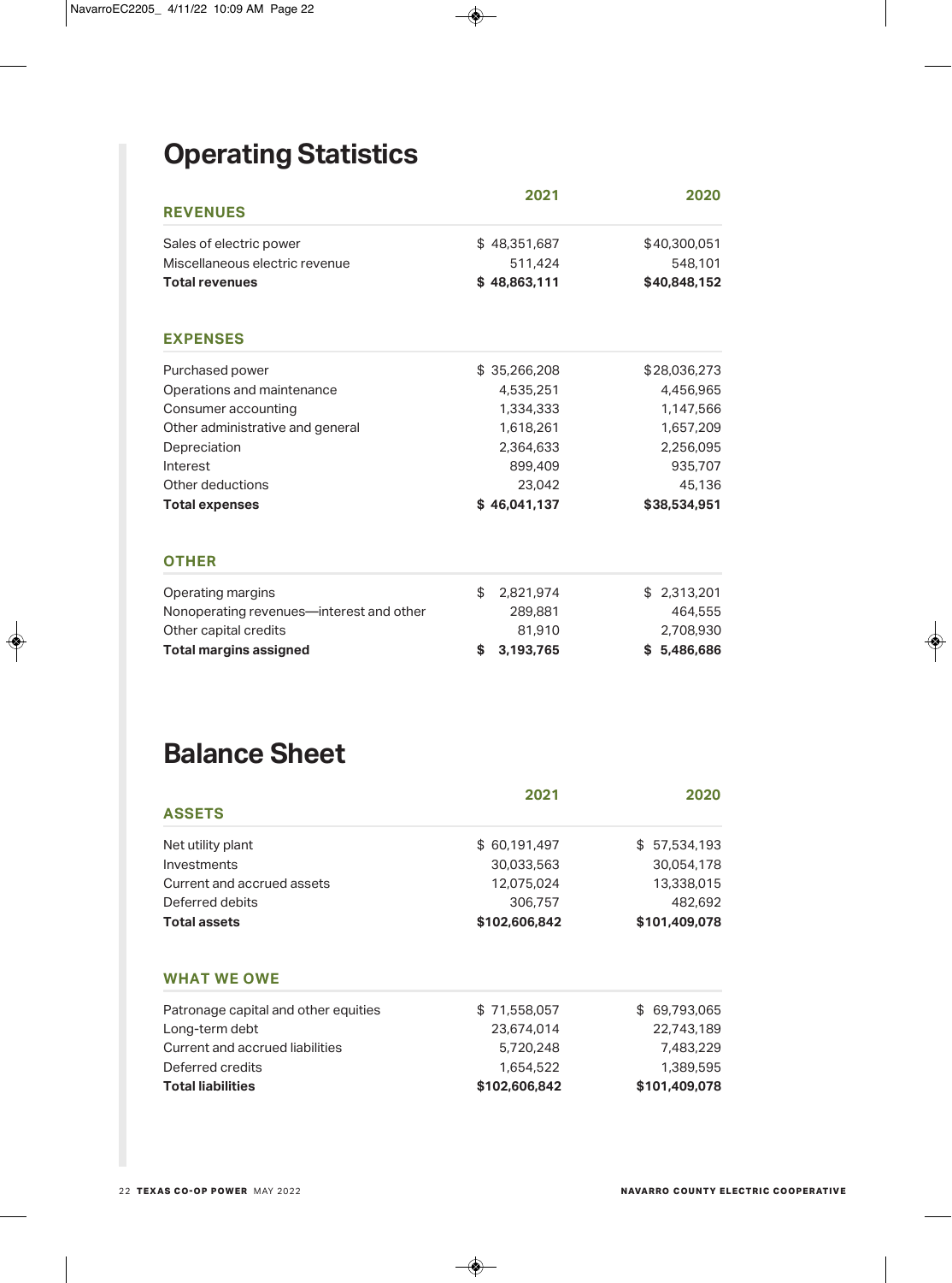# Operating Statistics

| REVENUES | 2021 | 2020 |
|---|---|---|
| Sales of electric power | $ 48,351,687 | $40,300,051 |
| Miscellaneous electric revenue | 511,424 | 548,101 |
| **Total revenues** | **$ 48,863,111** | **$40,848,152** |

| EXPENSES | | |
|---|---|---|
| Purchased power | $ 35,266,208 | $28,036,273 |
| Operations and maintenance | 4,535,251 | 4,456,965 |
| Consumer accounting | 1,334,333 | 1,147,566 |
| Other administrative and general | 1,618,261 | 1,657,209 |
| Depreciation | 2,364,633 | 2,256,095 |
| Interest | 899,409 | 935,707 |
| Other deductions | 23,042 | 45,136 |
| **Total expenses** | **$ 46,041,137** | **$38,534,951** |

| OTHER | | |
|---|---|---|
| Operating margins | $ 2,821,974 | $ 2,313,201 |
| Nonoperating revenues—interest and other | 289,881 | 464,555 |
| Other capital credits | 81,910 | 2,708,930 |
| **Total margins assigned** | **$ 3,193,765** | **$ 5,486,686** |

# Balance Sheet

| ASSETS | 2021 | 2020 |
|---|---|---|
| Net utility plant | $ 60,191,497 | $ 57,534,193 |
| Investments | 30,033,563 | 30,054,178 |
| Current and accrued assets | 12,075,024 | 13,338,015 |
| Deferred debits | 306,757 | 482,692 |
| **Total assets** | **$102,606,842** | **$101,409,078** |

| WHAT WE OWE | | |
|---|---|---|
| Patronage capital and other equities | $ 71,558,057 | $ 69,793,065 |
| Long-term debt | 23,674,014 | 22,743,189 |
| Current and accrued liabilities | 5,720,248 | 7,483,229 |
| Deferred credits | 1,654,522 | 1,389,595 |
| **Total liabilities** | **$102,606,842** | **$101,409,078** |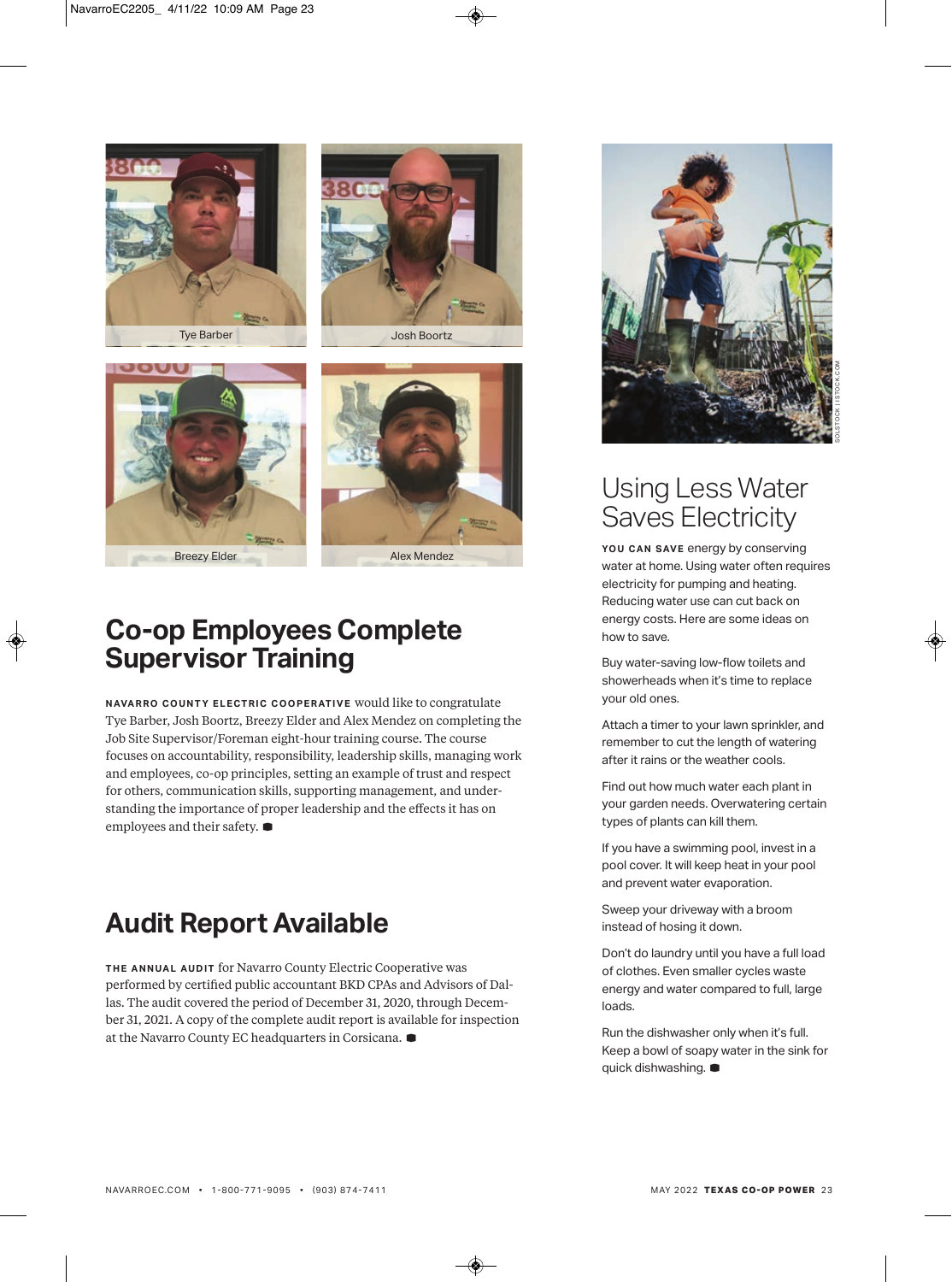Tye Barber

Josh Boortz

Breezy Elder

Alex Mendez

## Co-op Employees Complete Supervisor Training

**NAVARRO COUNTY ELECTRIC COOPERATIVE** would like to congratulate Tye Barber, Josh Boortz, Breezy Elder and Alex Mendez on completing the Job Site Supervisor/Foreman eight-hour training course. The course focuses on accountability, responsibility, leadership skills, managing work and employees, co-op principles, setting an example of trust and respect for others, communication skills, supporting management, and understanding the importance of proper leadership and the effects it has on employees and their safety.

## Audit Report Available

**THE ANNUAL AUDIT** for Navarro County Electric Cooperative was performed by certified public accountant BKD CPAs and Advisors of Dallas. The audit covered the period of December 31, 2020, through December 31, 2021. A copy of the complete audit report is available for inspection at the Navarro County EC headquarters in Corsicana.

SOLSTOCK | ISTOCK.COM

## Using Less Water Saves Electricity

**YOU CAN SAVE** energy by conserving water at home. Using water often requires electricity for pumping and heating. Reducing water use can cut back on energy costs. Here are some ideas on how to save.

Buy water-saving low-flow toilets and showerheads when it's time to replace your old ones.

Attach a timer to your lawn sprinkler, and remember to cut the length of watering after it rains or the weather cools.

Find out how much water each plant in your garden needs. Overwatering certain types of plants can kill them.

If you have a swimming pool, invest in a pool cover. It will keep heat in your pool and prevent water evaporation.

Sweep your driveway with a broom instead of hosing it down.

Don't do laundry until you have a full load of clothes. Even smaller cycles waste energy and water compared to full, large loads.

Run the dishwasher only when it's full. Keep a bowl of soapy water in the sink for quick dishwashing.

NAVARROEC.COM • 1-800-771-9095 • (903) 874-7411